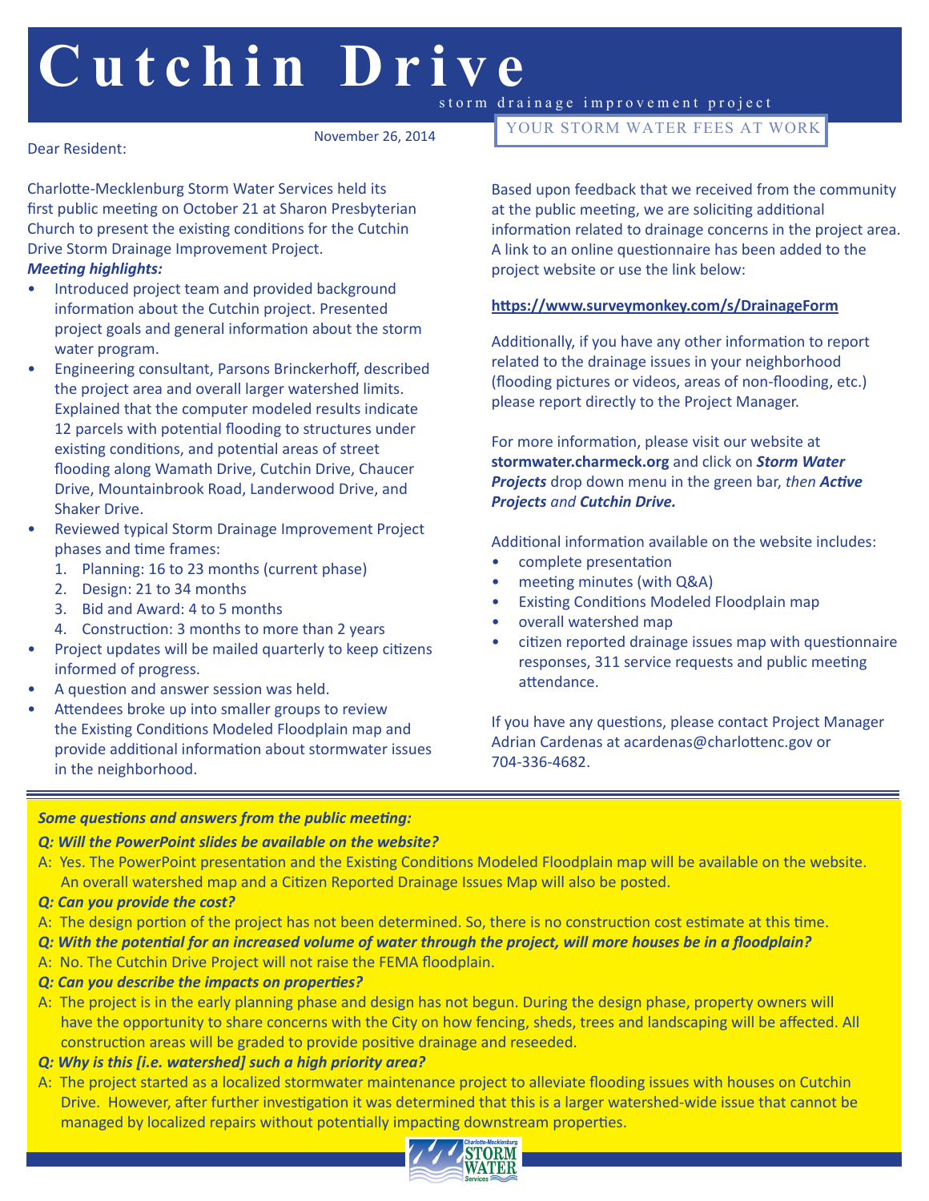# Cutchin Drive

storm drainage improvement project

YOUR STORM WATER FEES AT WORK

November 26, 2014

Dear Resident:

Charlotte-Mecklenburg Storm Water Services held its first public meeting on October 21 at Sharon Presbyterian Church to present the existing conditions for the Cutchin Drive Storm Drainage Improvement Project.

***Meeting highlights:***

- Introduced project team and provided background information about the Cutchin project. Presented project goals and general information about the storm water program.
- Engineering consultant, Parsons Brinckerhoff, described the project area and overall larger watershed limits. Explained that the computer modeled results indicate 12 parcels with potential flooding to structures under existing conditions, and potential areas of street flooding along Wamath Drive, Cutchin Drive, Chaucer Drive, Mountainbrook Road, Landerwood Drive, and Shaker Drive.
- Reviewed typical Storm Drainage Improvement Project phases and time frames:
  1. Planning: 16 to 23 months (current phase)
  2. Design: 21 to 34 months
  3. Bid and Award: 4 to 5 months
  4. Construction: 3 months to more than 2 years
- Project updates will be mailed quarterly to keep citizens informed of progress.
- A question and answer session was held.
- Attendees broke up into smaller groups to review the Existing Conditions Modeled Floodplain map and provide additional information about stormwater issues in the neighborhood.

Based upon feedback that we received from the community at the public meeting, we are soliciting additional information related to drainage concerns in the project area. A link to an online questionnaire has been added to the project website or use the link below:

**https://www.surveymonkey.com/s/DrainageForm**

Additionally, if you have any other information to report related to the drainage issues in your neighborhood (flooding pictures or videos, areas of non-flooding, etc.) please report directly to the Project Manager.

For more information, please visit our website at **stormwater.charmeck.org** and click on ***Storm Water Projects*** drop down menu in the green bar, *then* ***Active Projects*** *and* ***Cutchin Drive.***

Additional information available on the website includes:

- complete presentation
- meeting minutes (with Q&A)
- Existing Conditions Modeled Floodplain map
- overall watershed map
- citizen reported drainage issues map with questionnaire responses, 311 service requests and public meeting attendance.

If you have any questions, please contact Project Manager Adrian Cardenas at acardenas@charlottenc.gov or 704-336-4682.

***Some questions and answers from the public meeting:***

***Q: Will the PowerPoint slides be available on the website?***

A: Yes. The PowerPoint presentation and the Existing Conditions Modeled Floodplain map will be available on the website. An overall watershed map and a Citizen Reported Drainage Issues Map will also be posted.

***Q: Can you provide the cost?***

A: The design portion of the project has not been determined. So, there is no construction cost estimate at this time.

***Q: With the potential for an increased volume of water through the project, will more houses be in a floodplain?***

A: No. The Cutchin Drive Project will not raise the FEMA floodplain.

***Q: Can you describe the impacts on properties?***

A: The project is in the early planning phase and design has not begun. During the design phase, property owners will have the opportunity to share concerns with the City on how fencing, sheds, trees and landscaping will be affected. All construction areas will be graded to provide positive drainage and reseeded.

***Q: Why is this [i.e. watershed] such a high priority area?***

A: The project started as a localized stormwater maintenance project to alleviate flooding issues with houses on Cutchin Drive. However, after further investigation it was determined that this is a larger watershed-wide issue that cannot be managed by localized repairs without potentially impacting downstream properties.

Charlotte-Mecklenburg STORM WATER Services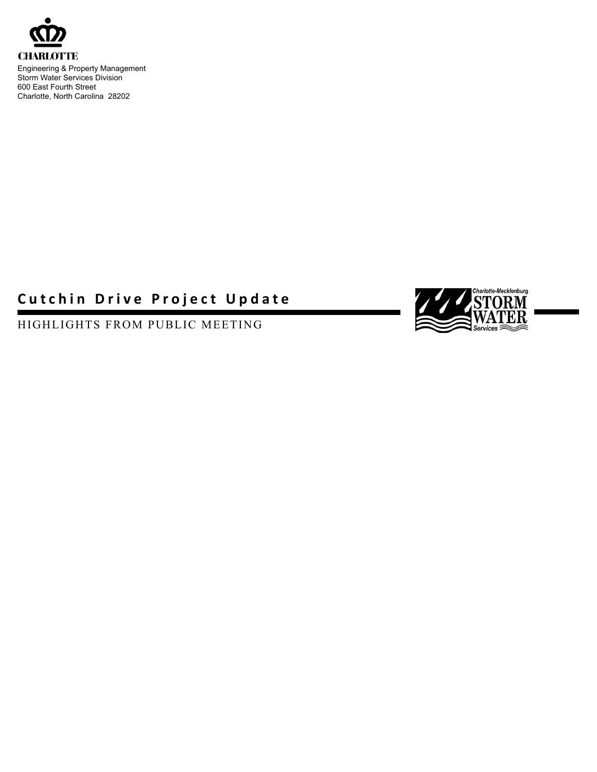CHARLOTTE

Engineering & Property Management
Storm Water Services Division
600 East Fourth Street
Charlotte, North Carolina 28202

## Cutchin Drive Project Update

HIGHLIGHTS FROM PUBLIC MEETING

Charlotte-Mecklenburg STORM WATER Services